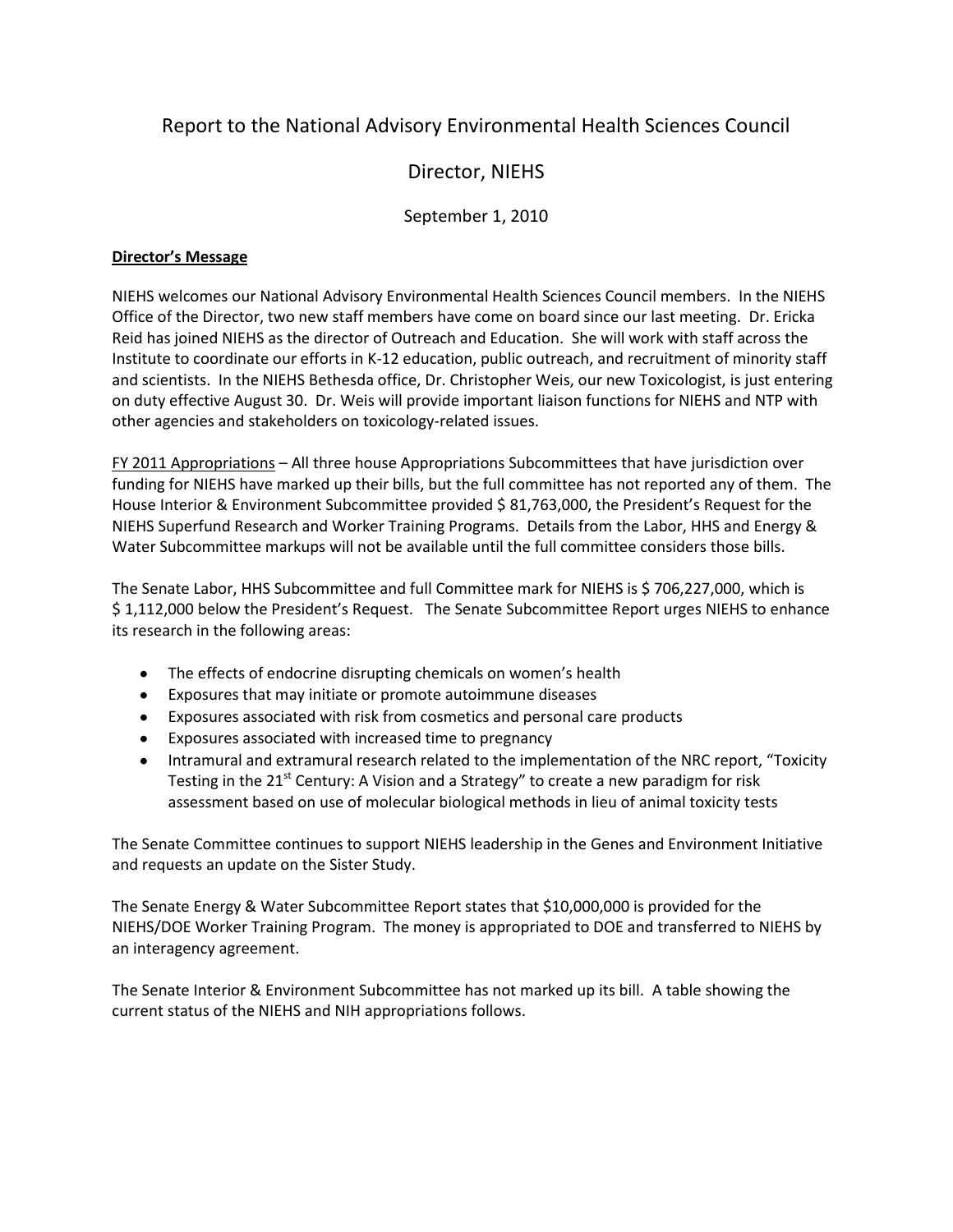# Report to the National Advisory Environmental Health Sciences Council

## Director, NIEHS

September 1, 2010

**Director's Message**

NIEHS welcomes our National Advisory Environmental Health Sciences Council members. In the NIEHS Office of the Director, two new staff members have come on board since our last meeting. Dr. Ericka Reid has joined NIEHS as the director of Outreach and Education. She will work with staff across the Institute to coordinate our efforts in K-12 education, public outreach, and recruitment of minority staff and scientists. In the NIEHS Bethesda office, Dr. Christopher Weis, our new Toxicologist, is just entering on duty effective August 30. Dr. Weis will provide important liaison functions for NIEHS and NTP with other agencies and stakeholders on toxicology-related issues.

FY 2011 Appropriations – All three house Appropriations Subcommittees that have jurisdiction over funding for NIEHS have marked up their bills, but the full committee has not reported any of them. The House Interior & Environment Subcommittee provided $ 81,763,000, the President's Request for the NIEHS Superfund Research and Worker Training Programs. Details from the Labor, HHS and Energy & Water Subcommittee markups will not be available until the full committee considers those bills.

The Senate Labor, HHS Subcommittee and full Committee mark for NIEHS is $ 706,227,000, which is $ 1,112,000 below the President's Request. The Senate Subcommittee Report urges NIEHS to enhance its research in the following areas:

- The effects of endocrine disrupting chemicals on women's health
- Exposures that may initiate or promote autoimmune diseases
- Exposures associated with risk from cosmetics and personal care products
- Exposures associated with increased time to pregnancy
- Intramural and extramural research related to the implementation of the NRC report, "Toxicity Testing in the 21st Century: A Vision and a Strategy" to create a new paradigm for risk assessment based on use of molecular biological methods in lieu of animal toxicity tests

The Senate Committee continues to support NIEHS leadership in the Genes and Environment Initiative and requests an update on the Sister Study.

The Senate Energy & Water Subcommittee Report states that $10,000,000 is provided for the NIEHS/DOE Worker Training Program. The money is appropriated to DOE and transferred to NIEHS by an interagency agreement.

The Senate Interior & Environment Subcommittee has not marked up its bill. A table showing the current status of the NIEHS and NIH appropriations follows.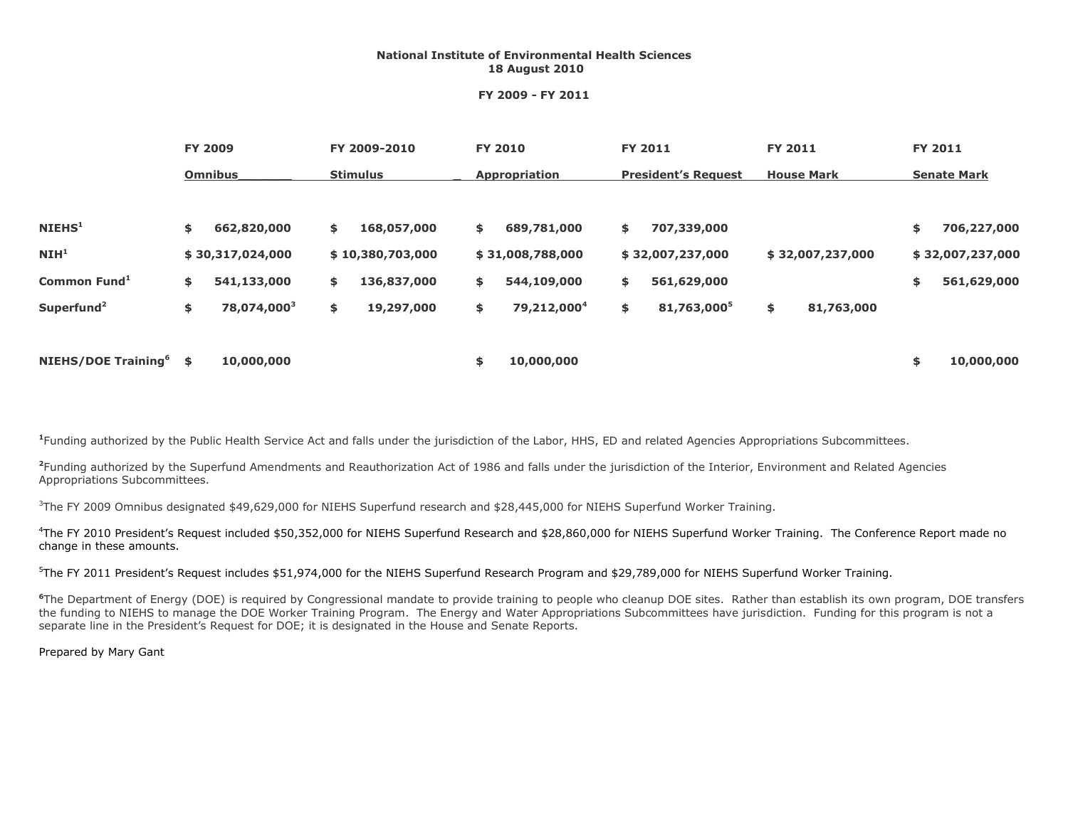**National Institute of Environmental Health Sciences**
**18 August 2010**

**FY 2009 - FY 2011**

| | FY 2009 Omnibus | FY 2009-2010 Stimulus | FY 2010 Appropriation | FY 2011 President's Request | FY 2011 House Mark | FY 2011 Senate Mark |
|---|---|---|---|---|---|---|
| **NIEHS[1]** | $ 662,820,000 | $ 168,057,000 | $ 689,781,000 | $ 707,339,000 | | $ 706,227,000 |
| **NIH[1]** | $ 30,317,024,000 | $ 10,380,703,000 | $ 31,008,788,000 | $ 32,007,237,000 | $ 32,007,237,000 | $ 32,007,237,000 |
| **Common Fund[1]** | $ 541,133,000 | $ 136,837,000 | $ 544,109,000 | $ 561,629,000 | | $ 561,629,000 |
| **Superfund[2]** | $ 78,074,000[3] | $ 19,297,000 | $ 79,212,000[4] | $ 81,763,000[5] | $ 81,763,000 | |
| **NIEHS/DOE Training[6]** | $ 10,000,000 | | $ 10,000,000 | | | $ 10,000,000 |

[1]Funding authorized by the Public Health Service Act and falls under the jurisdiction of the Labor, HHS, ED and related Agencies Appropriations Subcommittees.

[2]Funding authorized by the Superfund Amendments and Reauthorization Act of 1986 and falls under the jurisdiction of the Interior, Environment and Related Agencies Appropriations Subcommittees.

[3]The FY 2009 Omnibus designated $49,629,000 for NIEHS Superfund research and $28,445,000 for NIEHS Superfund Worker Training.

[4]The FY 2010 President's Request included $50,352,000 for NIEHS Superfund Research and $28,860,000 for NIEHS Superfund Worker Training. The Conference Report made no change in these amounts.

[5]The FY 2011 President's Request includes $51,974,000 for the NIEHS Superfund Research Program and $29,789,000 for NIEHS Superfund Worker Training.

[6]The Department of Energy (DOE) is required by Congressional mandate to provide training to people who cleanup DOE sites. Rather than establish its own program, DOE transfers the funding to NIEHS to manage the DOE Worker Training Program. The Energy and Water Appropriations Subcommittees have jurisdiction. Funding for this program is not a separate line in the President's Request for DOE; it is designated in the House and Senate Reports.

Prepared by Mary Gant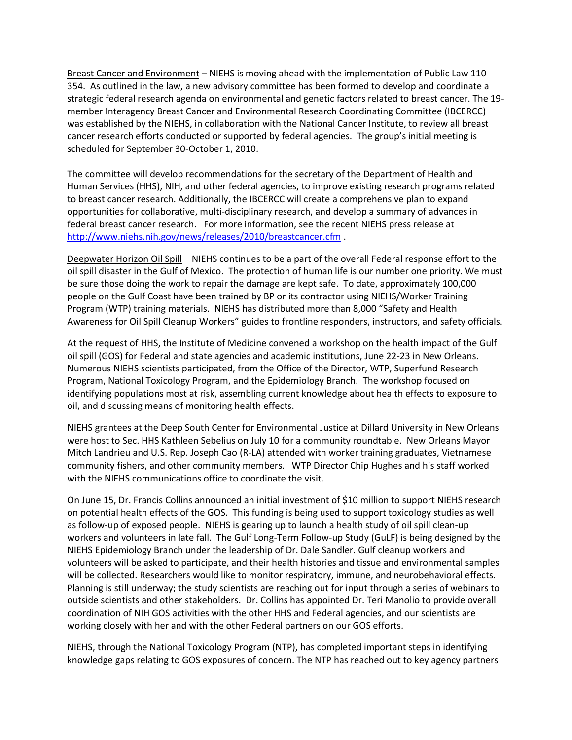Breast Cancer and Environment – NIEHS is moving ahead with the implementation of Public Law 110-354. As outlined in the law, a new advisory committee has been formed to develop and coordinate a strategic federal research agenda on environmental and genetic factors related to breast cancer. The 19-member Interagency Breast Cancer and Environmental Research Coordinating Committee (IBCERCC) was established by the NIEHS, in collaboration with the National Cancer Institute, to review all breast cancer research efforts conducted or supported by federal agencies. The group's initial meeting is scheduled for September 30-October 1, 2010.

The committee will develop recommendations for the secretary of the Department of Health and Human Services (HHS), NIH, and other federal agencies, to improve existing research programs related to breast cancer research. Additionally, the IBCERCC will create a comprehensive plan to expand opportunities for collaborative, multi-disciplinary research, and develop a summary of advances in federal breast cancer research. For more information, see the recent NIEHS press release at http://www.niehs.nih.gov/news/releases/2010/breastcancer.cfm .

Deepwater Horizon Oil Spill – NIEHS continues to be a part of the overall Federal response effort to the oil spill disaster in the Gulf of Mexico. The protection of human life is our number one priority. We must be sure those doing the work to repair the damage are kept safe. To date, approximately 100,000 people on the Gulf Coast have been trained by BP or its contractor using NIEHS/Worker Training Program (WTP) training materials. NIEHS has distributed more than 8,000 "Safety and Health Awareness for Oil Spill Cleanup Workers" guides to frontline responders, instructors, and safety officials.

At the request of HHS, the Institute of Medicine convened a workshop on the health impact of the Gulf oil spill (GOS) for Federal and state agencies and academic institutions, June 22-23 in New Orleans. Numerous NIEHS scientists participated, from the Office of the Director, WTP, Superfund Research Program, National Toxicology Program, and the Epidemiology Branch. The workshop focused on identifying populations most at risk, assembling current knowledge about health effects to exposure to oil, and discussing means of monitoring health effects.

NIEHS grantees at the Deep South Center for Environmental Justice at Dillard University in New Orleans were host to Sec. HHS Kathleen Sebelius on July 10 for a community roundtable. New Orleans Mayor Mitch Landrieu and U.S. Rep. Joseph Cao (R-LA) attended with worker training graduates, Vietnamese community fishers, and other community members. WTP Director Chip Hughes and his staff worked with the NIEHS communications office to coordinate the visit.

On June 15, Dr. Francis Collins announced an initial investment of $10 million to support NIEHS research on potential health effects of the GOS. This funding is being used to support toxicology studies as well as follow-up of exposed people. NIEHS is gearing up to launch a health study of oil spill clean-up workers and volunteers in late fall. The Gulf Long-Term Follow-up Study (GuLF) is being designed by the NIEHS Epidemiology Branch under the leadership of Dr. Dale Sandler. Gulf cleanup workers and volunteers will be asked to participate, and their health histories and tissue and environmental samples will be collected. Researchers would like to monitor respiratory, immune, and neurobehavioral effects. Planning is still underway; the study scientists are reaching out for input through a series of webinars to outside scientists and other stakeholders. Dr. Collins has appointed Dr. Teri Manolio to provide overall coordination of NIH GOS activities with the other HHS and Federal agencies, and our scientists are working closely with her and with the other Federal partners on our GOS efforts.

NIEHS, through the National Toxicology Program (NTP), has completed important steps in identifying knowledge gaps relating to GOS exposures of concern. The NTP has reached out to key agency partners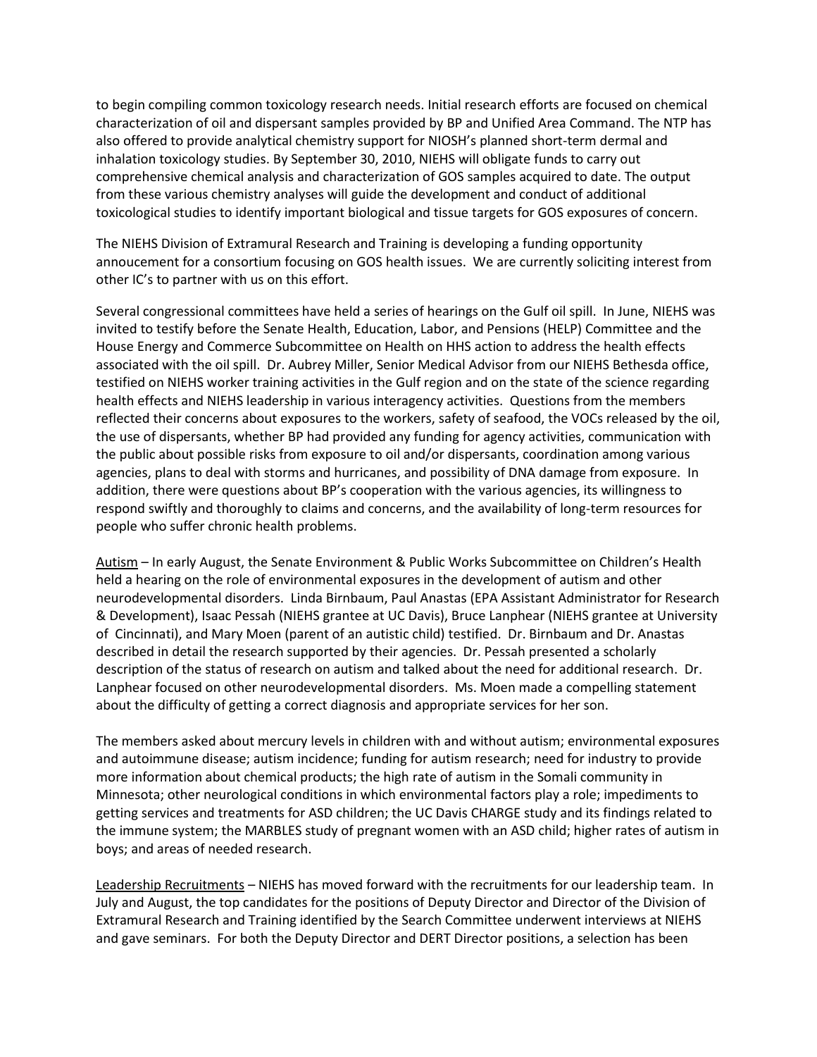to begin compiling common toxicology research needs. Initial research efforts are focused on chemical characterization of oil and dispersant samples provided by BP and Unified Area Command. The NTP has also offered to provide analytical chemistry support for NIOSH's planned short-term dermal and inhalation toxicology studies. By September 30, 2010, NIEHS will obligate funds to carry out comprehensive chemical analysis and characterization of GOS samples acquired to date. The output from these various chemistry analyses will guide the development and conduct of additional toxicological studies to identify important biological and tissue targets for GOS exposures of concern.

The NIEHS Division of Extramural Research and Training is developing a funding opportunity annoucement for a consortium focusing on GOS health issues. We are currently soliciting interest from other IC's to partner with us on this effort.

Several congressional committees have held a series of hearings on the Gulf oil spill. In June, NIEHS was invited to testify before the Senate Health, Education, Labor, and Pensions (HELP) Committee and the House Energy and Commerce Subcommittee on Health on HHS action to address the health effects associated with the oil spill. Dr. Aubrey Miller, Senior Medical Advisor from our NIEHS Bethesda office, testified on NIEHS worker training activities in the Gulf region and on the state of the science regarding health effects and NIEHS leadership in various interagency activities. Questions from the members reflected their concerns about exposures to the workers, safety of seafood, the VOCs released by the oil, the use of dispersants, whether BP had provided any funding for agency activities, communication with the public about possible risks from exposure to oil and/or dispersants, coordination among various agencies, plans to deal with storms and hurricanes, and possibility of DNA damage from exposure. In addition, there were questions about BP's cooperation with the various agencies, its willingness to respond swiftly and thoroughly to claims and concerns, and the availability of long-term resources for people who suffer chronic health problems.

<u>Autism</u> – In early August, the Senate Environment & Public Works Subcommittee on Children's Health held a hearing on the role of environmental exposures in the development of autism and other neurodevelopmental disorders. Linda Birnbaum, Paul Anastas (EPA Assistant Administrator for Research & Development), Isaac Pessah (NIEHS grantee at UC Davis), Bruce Lanphear (NIEHS grantee at University of Cincinnati), and Mary Moen (parent of an autistic child) testified. Dr. Birnbaum and Dr. Anastas described in detail the research supported by their agencies. Dr. Pessah presented a scholarly description of the status of research on autism and talked about the need for additional research. Dr. Lanphear focused on other neurodevelopmental disorders. Ms. Moen made a compelling statement about the difficulty of getting a correct diagnosis and appropriate services for her son.

The members asked about mercury levels in children with and without autism; environmental exposures and autoimmune disease; autism incidence; funding for autism research; need for industry to provide more information about chemical products; the high rate of autism in the Somali community in Minnesota; other neurological conditions in which environmental factors play a role; impediments to getting services and treatments for ASD children; the UC Davis CHARGE study and its findings related to the immune system; the MARBLES study of pregnant women with an ASD child; higher rates of autism in boys; and areas of needed research.

<u>Leadership Recruitments</u> – NIEHS has moved forward with the recruitments for our leadership team. In July and August, the top candidates for the positions of Deputy Director and Director of the Division of Extramural Research and Training identified by the Search Committee underwent interviews at NIEHS and gave seminars. For both the Deputy Director and DERT Director positions, a selection has been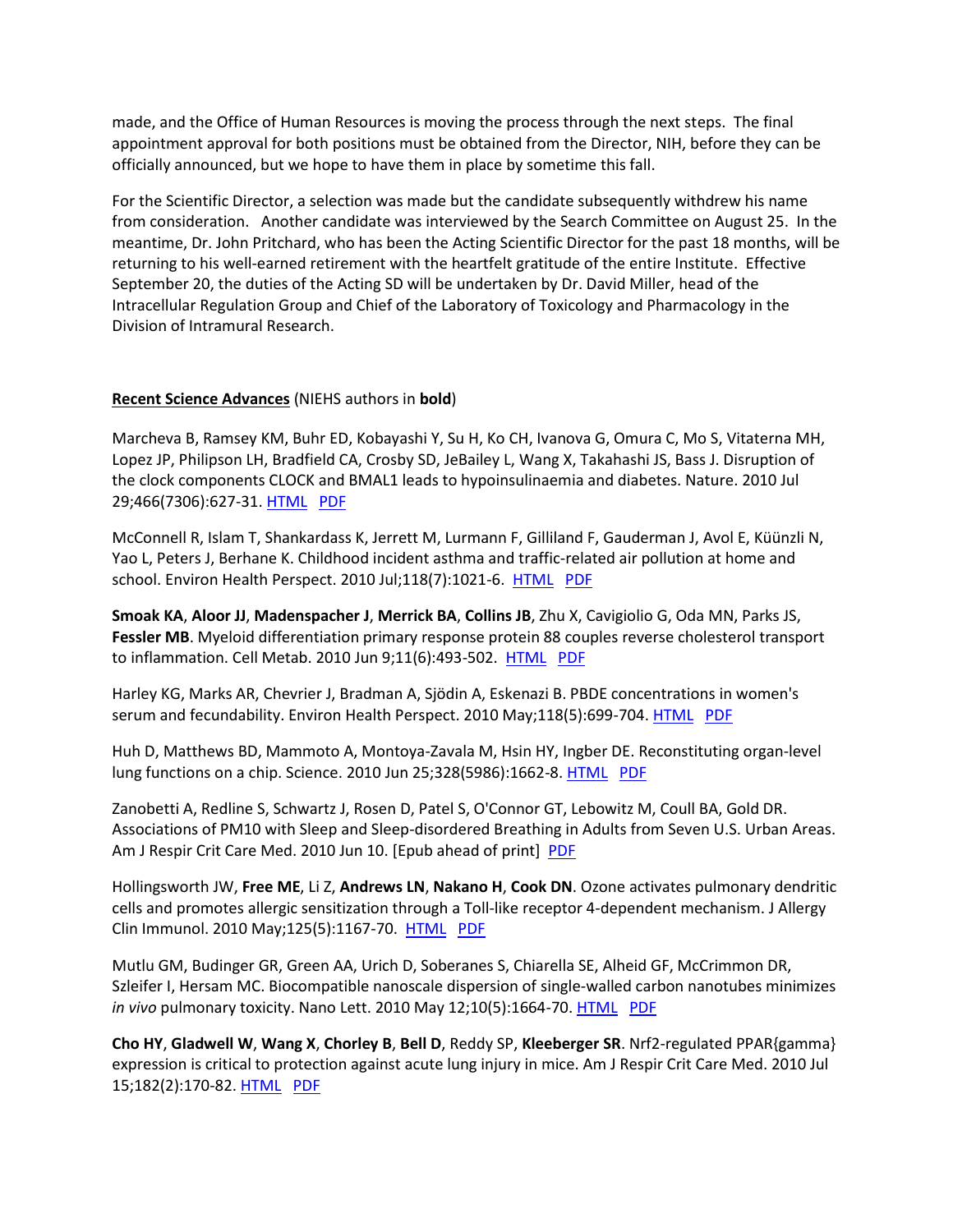made, and the Office of Human Resources is moving the process through the next steps. The final appointment approval for both positions must be obtained from the Director, NIH, before they can be officially announced, but we hope to have them in place by sometime this fall.

For the Scientific Director, a selection was made but the candidate subsequently withdrew his name from consideration. Another candidate was interviewed by the Search Committee on August 25. In the meantime, Dr. John Pritchard, who has been the Acting Scientific Director for the past 18 months, will be returning to his well-earned retirement with the heartfelt gratitude of the entire Institute. Effective September 20, the duties of the Acting SD will be undertaken by Dr. David Miller, head of the Intracellular Regulation Group and Chief of the Laboratory of Toxicology and Pharmacology in the Division of Intramural Research.

**Recent Science Advances** (NIEHS authors in **bold**)

Marcheva B, Ramsey KM, Buhr ED, Kobayashi Y, Su H, Ko CH, Ivanova G, Omura C, Mo S, Vitaterna MH, Lopez JP, Philipson LH, Bradfield CA, Crosby SD, JeBailey L, Wang X, Takahashi JS, Bass J. Disruption of the clock components CLOCK and BMAL1 leads to hypoinsulinaemia and diabetes. Nature. 2010 Jul 29;466(7306):627-31. HTML PDF

McConnell R, Islam T, Shankardass K, Jerrett M, Lurmann F, Gilliland F, Gauderman J, Avol E, Küünzli N, Yao L, Peters J, Berhane K. Childhood incident asthma and traffic-related air pollution at home and school. Environ Health Perspect. 2010 Jul;118(7):1021-6. HTML PDF

**Smoak KA**, **Aloor JJ**, **Madenspacher J**, **Merrick BA**, **Collins JB**, Zhu X, Cavigiolio G, Oda MN, Parks JS, **Fessler MB**. Myeloid differentiation primary response protein 88 couples reverse cholesterol transport to inflammation. Cell Metab. 2010 Jun 9;11(6):493-502. HTML PDF

Harley KG, Marks AR, Chevrier J, Bradman A, Sjödin A, Eskenazi B. PBDE concentrations in women's serum and fecundability. Environ Health Perspect. 2010 May;118(5):699-704. HTML PDF

Huh D, Matthews BD, Mammoto A, Montoya-Zavala M, Hsin HY, Ingber DE. Reconstituting organ-level lung functions on a chip. Science. 2010 Jun 25;328(5986):1662-8. HTML PDF

Zanobetti A, Redline S, Schwartz J, Rosen D, Patel S, O'Connor GT, Lebowitz M, Coull BA, Gold DR. Associations of PM10 with Sleep and Sleep-disordered Breathing in Adults from Seven U.S. Urban Areas. Am J Respir Crit Care Med. 2010 Jun 10. [Epub ahead of print] PDF

Hollingsworth JW, **Free ME**, Li Z, **Andrews LN**, **Nakano H**, **Cook DN**. Ozone activates pulmonary dendritic cells and promotes allergic sensitization through a Toll-like receptor 4-dependent mechanism. J Allergy Clin Immunol. 2010 May;125(5):1167-70. HTML PDF

Mutlu GM, Budinger GR, Green AA, Urich D, Soberanes S, Chiarella SE, Alheid GF, McCrimmon DR, Szleifer I, Hersam MC. Biocompatible nanoscale dispersion of single-walled carbon nanotubes minimizes *in vivo* pulmonary toxicity. Nano Lett. 2010 May 12;10(5):1664-70. HTML PDF

**Cho HY**, **Gladwell W**, **Wang X**, **Chorley B**, **Bell D**, Reddy SP, **Kleeberger SR**. Nrf2-regulated PPAR{gamma} expression is critical to protection against acute lung injury in mice. Am J Respir Crit Care Med. 2010 Jul 15;182(2):170-82. HTML PDF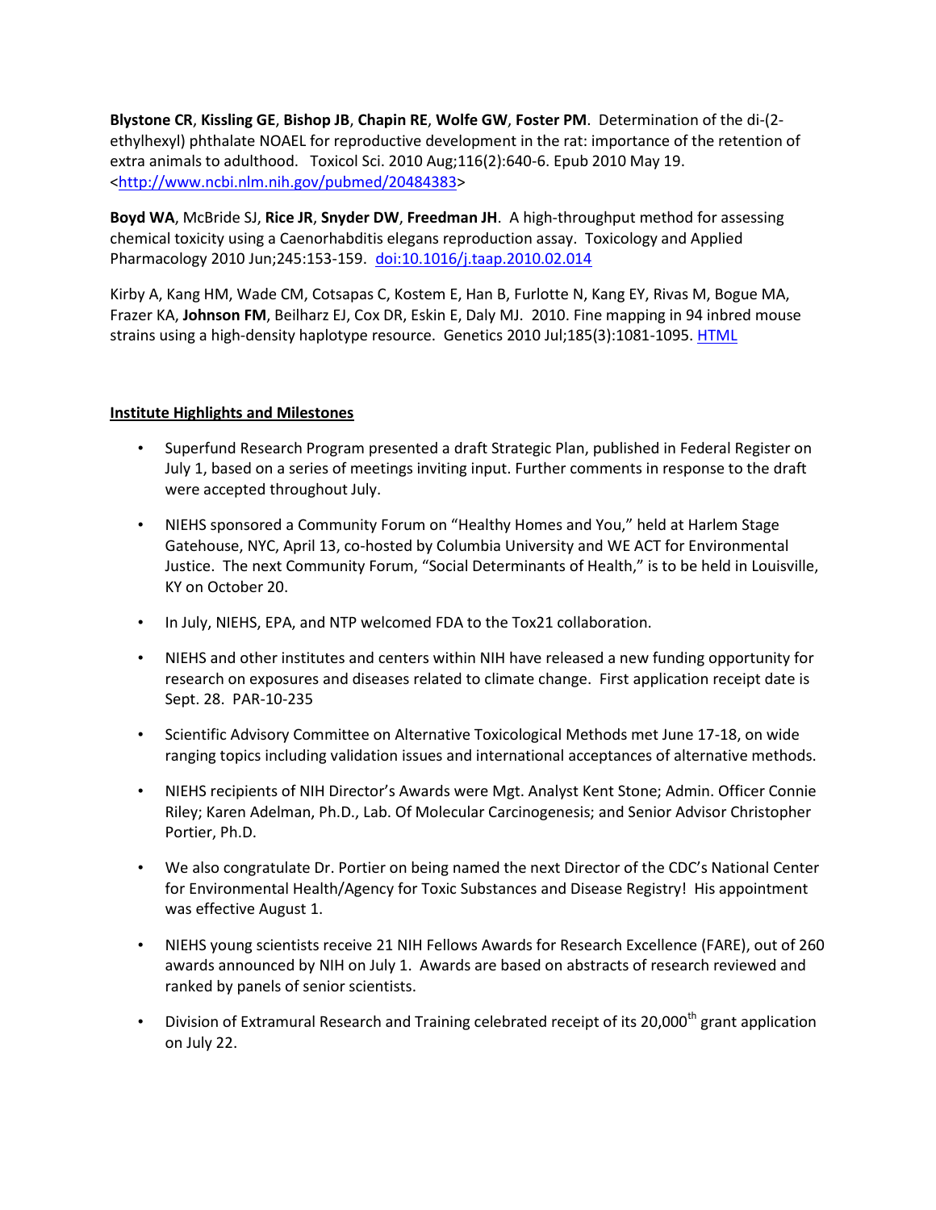**Blystone CR**, **Kissling GE**, **Bishop JB**, **Chapin RE**, **Wolfe GW**, **Foster PM**. Determination of the di-(2-ethylhexyl) phthalate NOAEL for reproductive development in the rat: importance of the retention of extra animals to adulthood. Toxicol Sci. 2010 Aug;116(2):640-6. Epub 2010 May 19. <[http://www.ncbi.nlm.nih.gov/pubmed/20484383](http://www.ncbi.nlm.nih.gov/pubmed/20484383)>

**Boyd WA**, McBride SJ, **Rice JR**, **Snyder DW**, **Freedman JH**. A high-throughput method for assessing chemical toxicity using a Caenorhabditis elegans reproduction assay. Toxicology and Applied Pharmacology 2010 Jun;245:153-159. [doi:10.1016/j.taap.2010.02.014](doi:10.1016/j.taap.2010.02.014)

Kirby A, Kang HM, Wade CM, Cotsapas C, Kostem E, Han B, Furlotte N, Kang EY, Rivas M, Bogue MA, Frazer KA, **Johnson FM**, Beilharz EJ, Cox DR, Eskin E, Daly MJ. 2010. Fine mapping in 94 inbred mouse strains using a high-density haplotype resource. Genetics 2010 Jul;185(3):1081-1095. HTML

## Institute Highlights and Milestones

- Superfund Research Program presented a draft Strategic Plan, published in Federal Register on July 1, based on a series of meetings inviting input. Further comments in response to the draft were accepted throughout July.
- NIEHS sponsored a Community Forum on "Healthy Homes and You," held at Harlem Stage Gatehouse, NYC, April 13, co-hosted by Columbia University and WE ACT for Environmental Justice. The next Community Forum, "Social Determinants of Health," is to be held in Louisville, KY on October 20.
- In July, NIEHS, EPA, and NTP welcomed FDA to the Tox21 collaboration.
- NIEHS and other institutes and centers within NIH have released a new funding opportunity for research on exposures and diseases related to climate change. First application receipt date is Sept. 28. PAR-10-235
- Scientific Advisory Committee on Alternative Toxicological Methods met June 17-18, on wide ranging topics including validation issues and international acceptances of alternative methods.
- NIEHS recipients of NIH Director's Awards were Mgt. Analyst Kent Stone; Admin. Officer Connie Riley; Karen Adelman, Ph.D., Lab. Of Molecular Carcinogenesis; and Senior Advisor Christopher Portier, Ph.D.
- We also congratulate Dr. Portier on being named the next Director of the CDC's National Center for Environmental Health/Agency for Toxic Substances and Disease Registry! His appointment was effective August 1.
- NIEHS young scientists receive 21 NIH Fellows Awards for Research Excellence (FARE), out of 260 awards announced by NIH on July 1. Awards are based on abstracts of research reviewed and ranked by panels of senior scientists.
- Division of Extramural Research and Training celebrated receipt of its 20,000th grant application on July 22.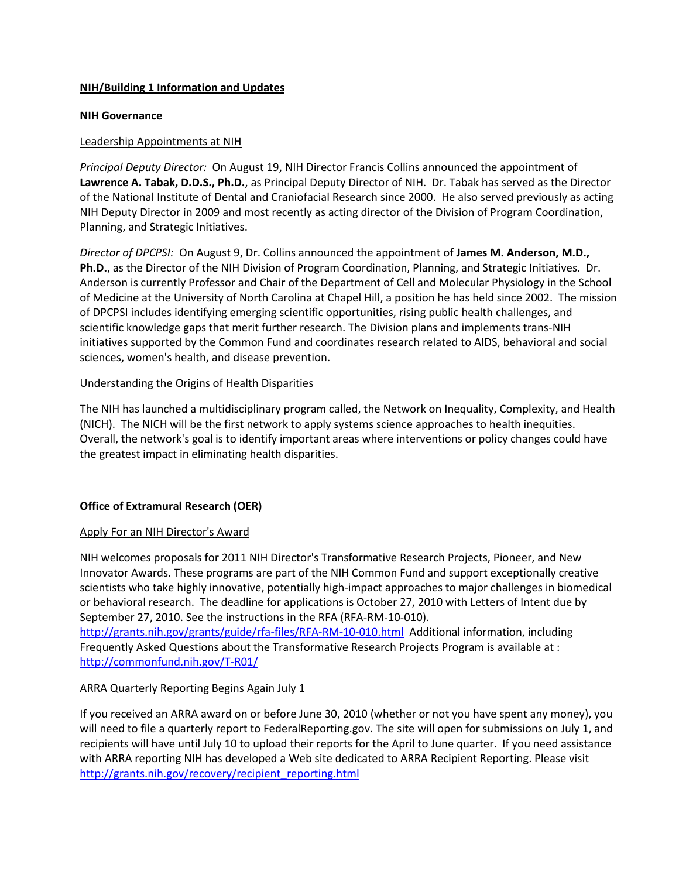## NIH/Building 1 Information and Updates

### NIH Governance

Leadership Appointments at NIH

*Principal Deputy Director:* On August 19, NIH Director Francis Collins announced the appointment of **Lawrence A. Tabak, D.D.S., Ph.D.**, as Principal Deputy Director of NIH. Dr. Tabak has served as the Director of the National Institute of Dental and Craniofacial Research since 2000. He also served previously as acting NIH Deputy Director in 2009 and most recently as acting director of the Division of Program Coordination, Planning, and Strategic Initiatives.

*Director of DPCPSI:* On August 9, Dr. Collins announced the appointment of **James M. Anderson, M.D., Ph.D.**, as the Director of the NIH Division of Program Coordination, Planning, and Strategic Initiatives. Dr. Anderson is currently Professor and Chair of the Department of Cell and Molecular Physiology in the School of Medicine at the University of North Carolina at Chapel Hill, a position he has held since 2002. The mission of DPCPSI includes identifying emerging scientific opportunities, rising public health challenges, and scientific knowledge gaps that merit further research. The Division plans and implements trans-NIH initiatives supported by the Common Fund and coordinates research related to AIDS, behavioral and social sciences, women's health, and disease prevention.

Understanding the Origins of Health Disparities

The NIH has launched a multidisciplinary program called, the Network on Inequality, Complexity, and Health (NICH). The NICH will be the first network to apply systems science approaches to health inequities. Overall, the network's goal is to identify important areas where interventions or policy changes could have the greatest impact in eliminating health disparities.

### Office of Extramural Research (OER)

Apply For an NIH Director's Award

NIH welcomes proposals for 2011 NIH Director's Transformative Research Projects, Pioneer, and New Innovator Awards. These programs are part of the NIH Common Fund and support exceptionally creative scientists who take highly innovative, potentially high-impact approaches to major challenges in biomedical or behavioral research. The deadline for applications is October 27, 2010 with Letters of Intent due by September 27, 2010. See the instructions in the RFA (RFA-RM-10-010). http://grants.nih.gov/grants/guide/rfa-files/RFA-RM-10-010.html Additional information, including Frequently Asked Questions about the Transformative Research Projects Program is available at : http://commonfund.nih.gov/T-R01/

ARRA Quarterly Reporting Begins Again July 1

If you received an ARRA award on or before June 30, 2010 (whether or not you have spent any money), you will need to file a quarterly report to FederalReporting.gov. The site will open for submissions on July 1, and recipients will have until July 10 to upload their reports for the April to June quarter. If you need assistance with ARRA reporting NIH has developed a Web site dedicated to ARRA Recipient Reporting. Please visit http://grants.nih.gov/recovery/recipient_reporting.html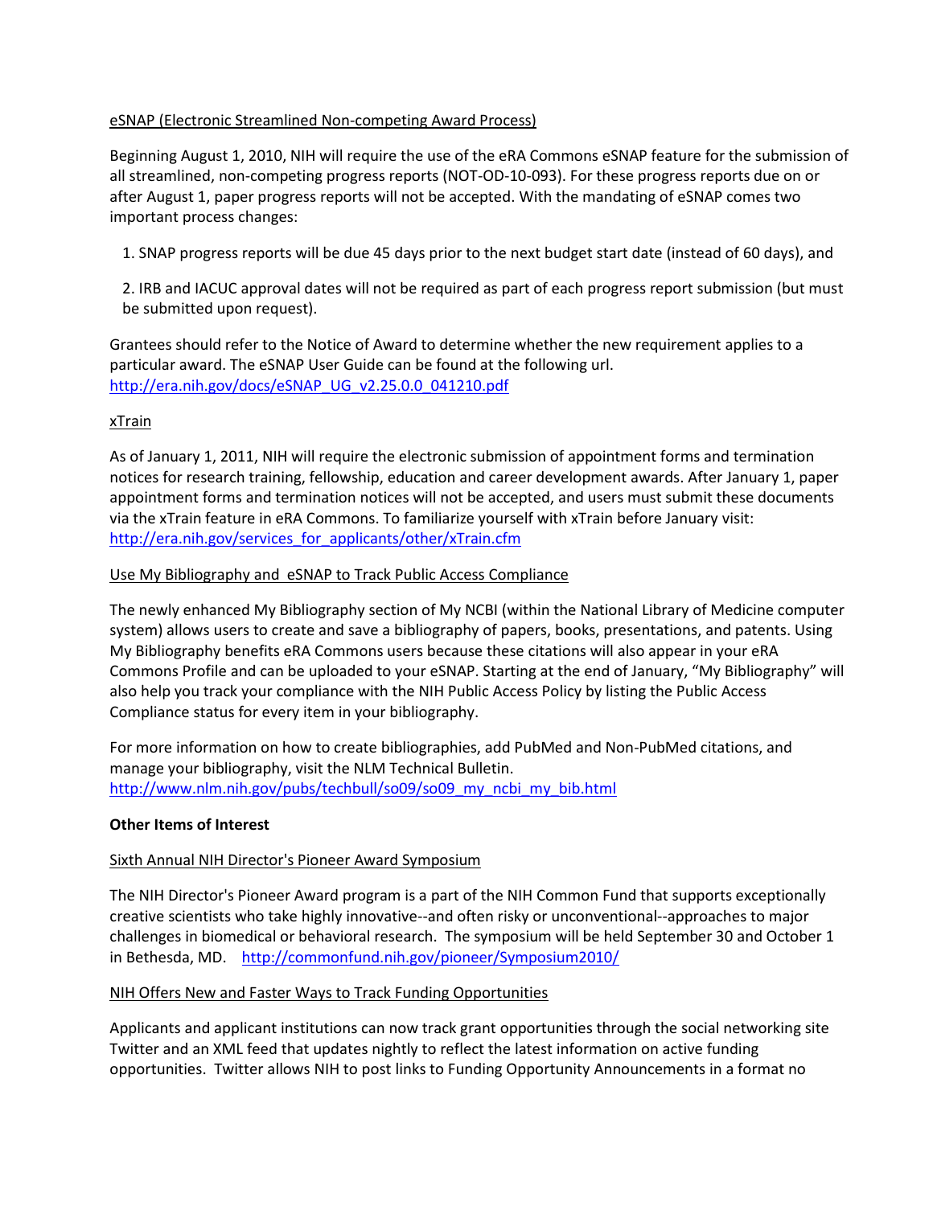eSNAP (Electronic Streamlined Non-competing Award Process)

Beginning August 1, 2010, NIH will require the use of the eRA Commons eSNAP feature for the submission of all streamlined, non-competing progress reports (NOT-OD-10-093). For these progress reports due on or after August 1, paper progress reports will not be accepted. With the mandating of eSNAP comes two important process changes:

1. SNAP progress reports will be due 45 days prior to the next budget start date (instead of 60 days), and

2. IRB and IACUC approval dates will not be required as part of each progress report submission (but must be submitted upon request).

Grantees should refer to the Notice of Award to determine whether the new requirement applies to a particular award. The eSNAP User Guide can be found at the following url. http://era.nih.gov/docs/eSNAP_UG_v2.25.0.0_041210.pdf

xTrain

As of January 1, 2011, NIH will require the electronic submission of appointment forms and termination notices for research training, fellowship, education and career development awards. After January 1, paper appointment forms and termination notices will not be accepted, and users must submit these documents via the xTrain feature in eRA Commons. To familiarize yourself with xTrain before January visit: http://era.nih.gov/services_for_applicants/other/xTrain.cfm

Use My Bibliography and eSNAP to Track Public Access Compliance

The newly enhanced My Bibliography section of My NCBI (within the National Library of Medicine computer system) allows users to create and save a bibliography of papers, books, presentations, and patents. Using My Bibliography benefits eRA Commons users because these citations will also appear in your eRA Commons Profile and can be uploaded to your eSNAP. Starting at the end of January, "My Bibliography" will also help you track your compliance with the NIH Public Access Policy by listing the Public Access Compliance status for every item in your bibliography.

For more information on how to create bibliographies, add PubMed and Non-PubMed citations, and manage your bibliography, visit the NLM Technical Bulletin. http://www.nlm.nih.gov/pubs/techbull/so09/so09_my_ncbi_my_bib.html

**Other Items of Interest**

Sixth Annual NIH Director's Pioneer Award Symposium

The NIH Director's Pioneer Award program is a part of the NIH Common Fund that supports exceptionally creative scientists who take highly innovative--and often risky or unconventional--approaches to major challenges in biomedical or behavioral research. The symposium will be held September 30 and October 1 in Bethesda, MD. http://commonfund.nih.gov/pioneer/Symposium2010/

NIH Offers New and Faster Ways to Track Funding Opportunities

Applicants and applicant institutions can now track grant opportunities through the social networking site Twitter and an XML feed that updates nightly to reflect the latest information on active funding opportunities. Twitter allows NIH to post links to Funding Opportunity Announcements in a format no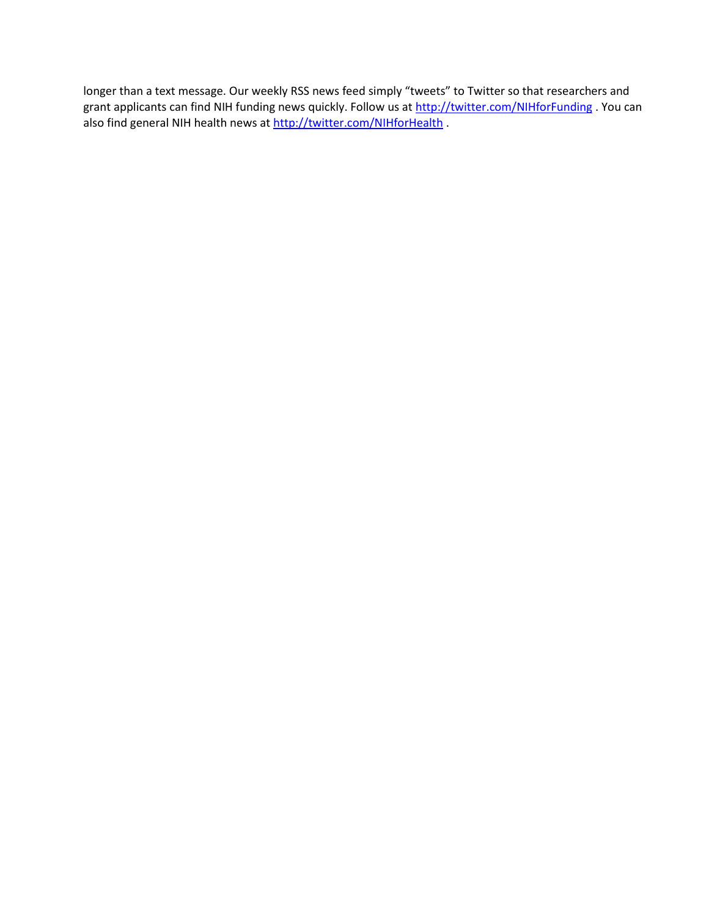longer than a text message. Our weekly RSS news feed simply “tweets” to Twitter so that researchers and grant applicants can find NIH funding news quickly. Follow us at [http://twitter.com/NIHforFunding](http://twitter.com/NIHforFunding) . You can also find general NIH health news at [http://twitter.com/NIHforHealth](http://twitter.com/NIHforHealth) .